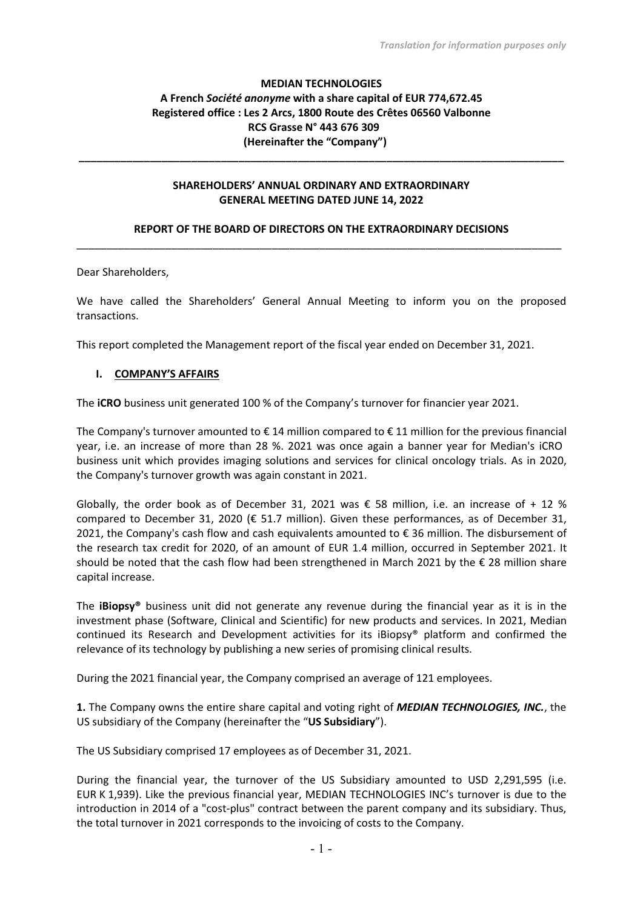*Translation for information purposes only*

**MEDIAN TECHNOLOGIES**
**A French *Société anonyme* with a share capital of EUR 774,672.45**
**Registered office : Les 2 Arcs, 1800 Route des Crêtes 06560 Valbonne**
**RCS Grasse N° 443 676 309**
**(Hereinafter the "Company")**

---

**SHAREHOLDERS' ANNUAL ORDINARY AND EXTRAORDINARY GENERAL MEETING DATED JUNE 14, 2022**

**REPORT OF THE BOARD OF DIRECTORS ON THE EXTRAORDINARY DECISIONS**

---

Dear Shareholders,

We have called the Shareholders' General Annual Meeting to inform you on the proposed transactions.

This report completed the Management report of the fiscal year ended on December 31, 2021.

## I. COMPANY'S AFFAIRS

The **iCRO** business unit generated 100 % of the Company's turnover for financier year 2021.

The Company's turnover amounted to € 14 million compared to € 11 million for the previous financial year, i.e. an increase of more than 28 %. 2021 was once again a banner year for Median's iCRO business unit which provides imaging solutions and services for clinical oncology trials. As in 2020, the Company's turnover growth was again constant in 2021.

Globally, the order book as of December 31, 2021 was € 58 million, i.e. an increase of + 12 % compared to December 31, 2020 (€ 51.7 million). Given these performances, as of December 31, 2021, the Company's cash flow and cash equivalents amounted to € 36 million. The disbursement of the research tax credit for 2020, of an amount of EUR 1.4 million, occurred in September 2021. It should be noted that the cash flow had been strengthened in March 2021 by the € 28 million share capital increase.

The **iBiopsy®** business unit did not generate any revenue during the financial year as it is in the investment phase (Software, Clinical and Scientific) for new products and services. In 2021, Median continued its Research and Development activities for its iBiopsy® platform and confirmed the relevance of its technology by publishing a new series of promising clinical results.

During the 2021 financial year, the Company comprised an average of 121 employees.

**1.** The Company owns the entire share capital and voting right of ***MEDIAN TECHNOLOGIES, INC.***, the US subsidiary of the Company (hereinafter the "**US Subsidiary**").

The US Subsidiary comprised 17 employees as of December 31, 2021.

During the financial year, the turnover of the US Subsidiary amounted to USD 2,291,595 (i.e. EUR K 1,939). Like the previous financial year, MEDIAN TECHNOLOGIES INC's turnover is due to the introduction in 2014 of a "cost-plus" contract between the parent company and its subsidiary. Thus, the total turnover in 2021 corresponds to the invoicing of costs to the Company.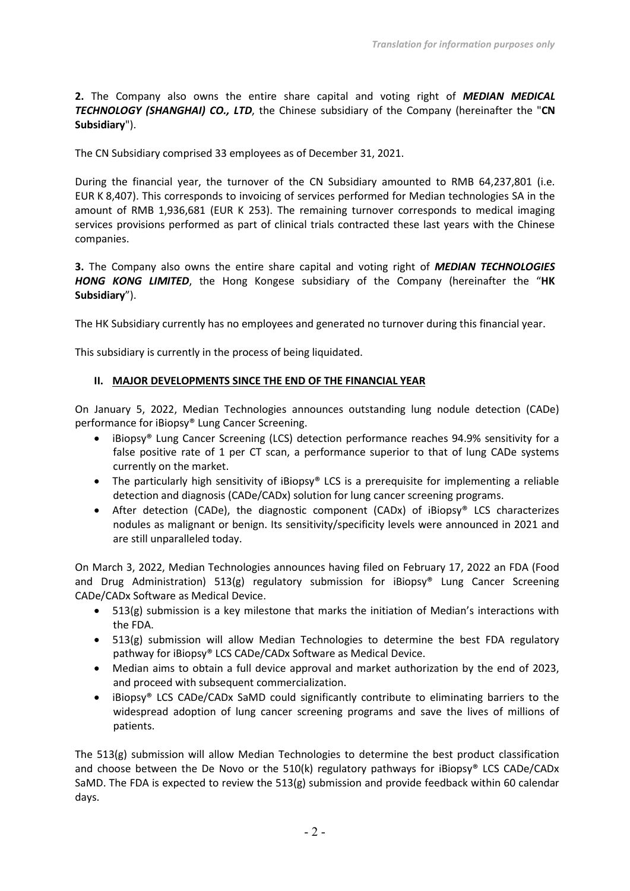**2.** The Company also owns the entire share capital and voting right of ***MEDIAN MEDICAL TECHNOLOGY (SHANGHAI) CO., LTD***, the Chinese subsidiary of the Company (hereinafter the "**CN Subsidiary**").

The CN Subsidiary comprised 33 employees as of December 31, 2021.

During the financial year, the turnover of the CN Subsidiary amounted to RMB 64,237,801 (i.e. EUR K 8,407). This corresponds to invoicing of services performed for Median technologies SA in the amount of RMB 1,936,681 (EUR K 253). The remaining turnover corresponds to medical imaging services provisions performed as part of clinical trials contracted these last years with the Chinese companies.

**3.** The Company also owns the entire share capital and voting right of ***MEDIAN TECHNOLOGIES HONG KONG LIMITED***, the Hong Kongese subsidiary of the Company (hereinafter the "**HK Subsidiary**").

The HK Subsidiary currently has no employees and generated no turnover during this financial year.

This subsidiary is currently in the process of being liquidated.

## II. MAJOR DEVELOPMENTS SINCE THE END OF THE FINANCIAL YEAR

On January 5, 2022, Median Technologies announces outstanding lung nodule detection (CADe) performance for iBiopsy® Lung Cancer Screening.

- iBiopsy® Lung Cancer Screening (LCS) detection performance reaches 94.9% sensitivity for a false positive rate of 1 per CT scan, a performance superior to that of lung CADe systems currently on the market.
- The particularly high sensitivity of iBiopsy® LCS is a prerequisite for implementing a reliable detection and diagnosis (CADe/CADx) solution for lung cancer screening programs.
- After detection (CADe), the diagnostic component (CADx) of iBiopsy® LCS characterizes nodules as malignant or benign. Its sensitivity/specificity levels were announced in 2021 and are still unparalleled today.

On March 3, 2022, Median Technologies announces having filed on February 17, 2022 an FDA (Food and Drug Administration) 513(g) regulatory submission for iBiopsy® Lung Cancer Screening CADe/CADx Software as Medical Device.

- 513(g) submission is a key milestone that marks the initiation of Median's interactions with the FDA.
- 513(g) submission will allow Median Technologies to determine the best FDA regulatory pathway for iBiopsy® LCS CADe/CADx Software as Medical Device.
- Median aims to obtain a full device approval and market authorization by the end of 2023, and proceed with subsequent commercialization.
- iBiopsy® LCS CADe/CADx SaMD could significantly contribute to eliminating barriers to the widespread adoption of lung cancer screening programs and save the lives of millions of patients.

The 513(g) submission will allow Median Technologies to determine the best product classification and choose between the De Novo or the 510(k) regulatory pathways for iBiopsy® LCS CADe/CADx SaMD. The FDA is expected to review the 513(g) submission and provide feedback within 60 calendar days.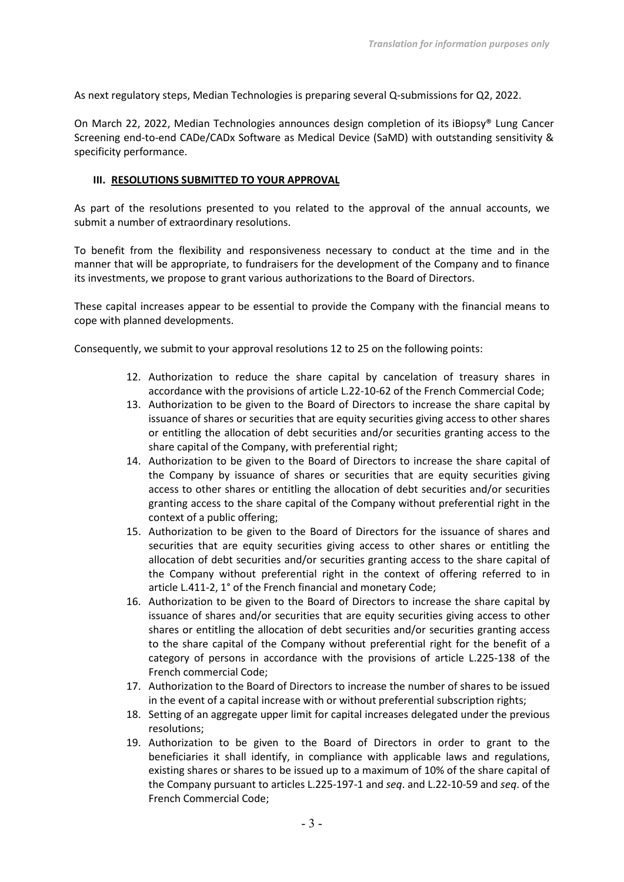As next regulatory steps, Median Technologies is preparing several Q-submissions for Q2, 2022.

On March 22, 2022, Median Technologies announces design completion of its iBiopsy® Lung Cancer Screening end-to-end CADe/CADx Software as Medical Device (SaMD) with outstanding sensitivity & specificity performance.

### III. RESOLUTIONS SUBMITTED TO YOUR APPROVAL

As part of the resolutions presented to you related to the approval of the annual accounts, we submit a number of extraordinary resolutions.

To benefit from the flexibility and responsiveness necessary to conduct at the time and in the manner that will be appropriate, to fundraisers for the development of the Company and to finance its investments, we propose to grant various authorizations to the Board of Directors.

These capital increases appear to be essential to provide the Company with the financial means to cope with planned developments.

Consequently, we submit to your approval resolutions 12 to 25 on the following points:

12. Authorization to reduce the share capital by cancelation of treasury shares in accordance with the provisions of article L.22-10-62 of the French Commercial Code;
13. Authorization to be given to the Board of Directors to increase the share capital by issuance of shares or securities that are equity securities giving access to other shares or entitling the allocation of debt securities and/or securities granting access to the share capital of the Company, with preferential right;
14. Authorization to be given to the Board of Directors to increase the share capital of the Company by issuance of shares or securities that are equity securities giving access to other shares or entitling the allocation of debt securities and/or securities granting access to the share capital of the Company without preferential right in the context of a public offering;
15. Authorization to be given to the Board of Directors for the issuance of shares and securities that are equity securities giving access to other shares or entitling the allocation of debt securities and/or securities granting access to the share capital of the Company without preferential right in the context of offering referred to in article L.411-2, 1° of the French financial and monetary Code;
16. Authorization to be given to the Board of Directors to increase the share capital by issuance of shares and/or securities that are equity securities giving access to other shares or entitling the allocation of debt securities and/or securities granting access to the share capital of the Company without preferential right for the benefit of a category of persons in accordance with the provisions of article L.225-138 of the French commercial Code;
17. Authorization to the Board of Directors to increase the number of shares to be issued in the event of a capital increase with or without preferential subscription rights;
18. Setting of an aggregate upper limit for capital increases delegated under the previous resolutions;
19. Authorization to be given to the Board of Directors in order to grant to the beneficiaries it shall identify, in compliance with applicable laws and regulations, existing shares or shares to be issued up to a maximum of 10% of the share capital of the Company pursuant to articles L.225-197-1 and *seq*. and L.22-10-59 and *seq*. of the French Commercial Code;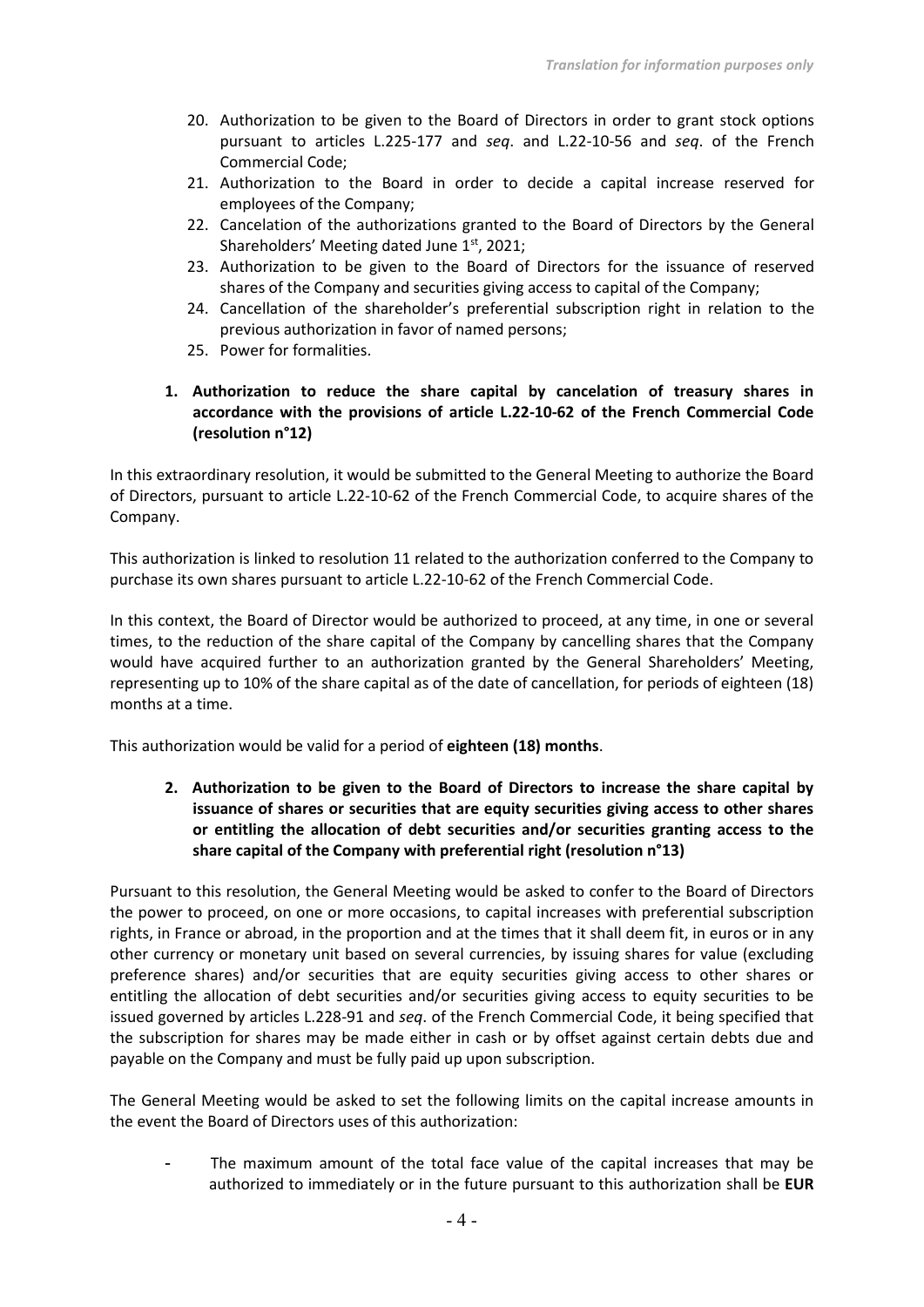20. Authorization to be given to the Board of Directors in order to grant stock options pursuant to articles L.225-177 and *seq*. and L.22-10-56 and *seq*. of the French Commercial Code;
21. Authorization to the Board in order to decide a capital increase reserved for employees of the Company;
22. Cancelation of the authorizations granted to the Board of Directors by the General Shareholders' Meeting dated June 1st, 2021;
23. Authorization to be given to the Board of Directors for the issuance of reserved shares of the Company and securities giving access to capital of the Company;
24. Cancellation of the shareholder's preferential subscription right in relation to the previous authorization in favor of named persons;
25. Power for formalities.

1. **Authorization to reduce the share capital by cancelation of treasury shares in accordance with the provisions of article L.22-10-62 of the French Commercial Code (resolution n°12)**

In this extraordinary resolution, it would be submitted to the General Meeting to authorize the Board of Directors, pursuant to article L.22-10-62 of the French Commercial Code, to acquire shares of the Company.

This authorization is linked to resolution 11 related to the authorization conferred to the Company to purchase its own shares pursuant to article L.22-10-62 of the French Commercial Code.

In this context, the Board of Director would be authorized to proceed, at any time, in one or several times, to the reduction of the share capital of the Company by cancelling shares that the Company would have acquired further to an authorization granted by the General Shareholders' Meeting, representing up to 10% of the share capital as of the date of cancellation, for periods of eighteen (18) months at a time.

This authorization would be valid for a period of **eighteen (18) months**.

2. **Authorization to be given to the Board of Directors to increase the share capital by issuance of shares or securities that are equity securities giving access to other shares or entitling the allocation of debt securities and/or securities granting access to the share capital of the Company with preferential right (resolution n°13)**

Pursuant to this resolution, the General Meeting would be asked to confer to the Board of Directors the power to proceed, on one or more occasions, to capital increases with preferential subscription rights, in France or abroad, in the proportion and at the times that it shall deem fit, in euros or in any other currency or monetary unit based on several currencies, by issuing shares for value (excluding preference shares) and/or securities that are equity securities giving access to other shares or entitling the allocation of debt securities and/or securities giving access to equity securities to be issued governed by articles L.228-91 and *seq*. of the French Commercial Code, it being specified that the subscription for shares may be made either in cash or by offset against certain debts due and payable on the Company and must be fully paid up upon subscription.

The General Meeting would be asked to set the following limits on the capital increase amounts in the event the Board of Directors uses of this authorization:

- The maximum amount of the total face value of the capital increases that may be authorized to immediately or in the future pursuant to this authorization shall be **EUR**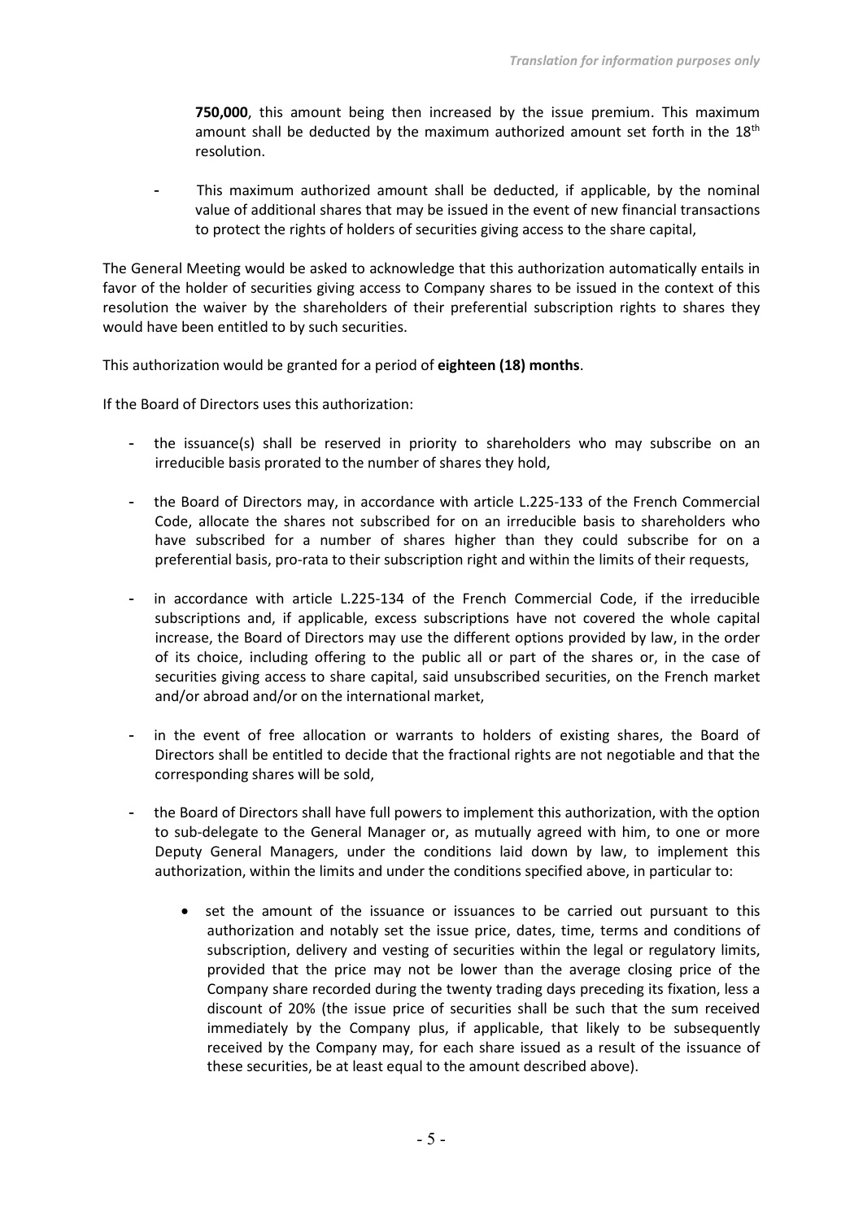**750,000**, this amount being then increased by the issue premium. This maximum amount shall be deducted by the maximum authorized amount set forth in the 18th resolution.

- This maximum authorized amount shall be deducted, if applicable, by the nominal value of additional shares that may be issued in the event of new financial transactions to protect the rights of holders of securities giving access to the share capital,

The General Meeting would be asked to acknowledge that this authorization automatically entails in favor of the holder of securities giving access to Company shares to be issued in the context of this resolution the waiver by the shareholders of their preferential subscription rights to shares they would have been entitled to by such securities.

This authorization would be granted for a period of **eighteen (18) months**.

If the Board of Directors uses this authorization:

- the issuance(s) shall be reserved in priority to shareholders who may subscribe on an irreducible basis prorated to the number of shares they hold,
- the Board of Directors may, in accordance with article L.225-133 of the French Commercial Code, allocate the shares not subscribed for on an irreducible basis to shareholders who have subscribed for a number of shares higher than they could subscribe for on a preferential basis, pro-rata to their subscription right and within the limits of their requests,
- in accordance with article L.225-134 of the French Commercial Code, if the irreducible subscriptions and, if applicable, excess subscriptions have not covered the whole capital increase, the Board of Directors may use the different options provided by law, in the order of its choice, including offering to the public all or part of the shares or, in the case of securities giving access to share capital, said unsubscribed securities, on the French market and/or abroad and/or on the international market,
- in the event of free allocation or warrants to holders of existing shares, the Board of Directors shall be entitled to decide that the fractional rights are not negotiable and that the corresponding shares will be sold,
- the Board of Directors shall have full powers to implement this authorization, with the option to sub-delegate to the General Manager or, as mutually agreed with him, to one or more Deputy General Managers, under the conditions laid down by law, to implement this authorization, within the limits and under the conditions specified above, in particular to:
  - set the amount of the issuance or issuances to be carried out pursuant to this authorization and notably set the issue price, dates, time, terms and conditions of subscription, delivery and vesting of securities within the legal or regulatory limits, provided that the price may not be lower than the average closing price of the Company share recorded during the twenty trading days preceding its fixation, less a discount of 20% (the issue price of securities shall be such that the sum received immediately by the Company plus, if applicable, that likely to be subsequently received by the Company may, for each share issued as a result of the issuance of these securities, be at least equal to the amount described above).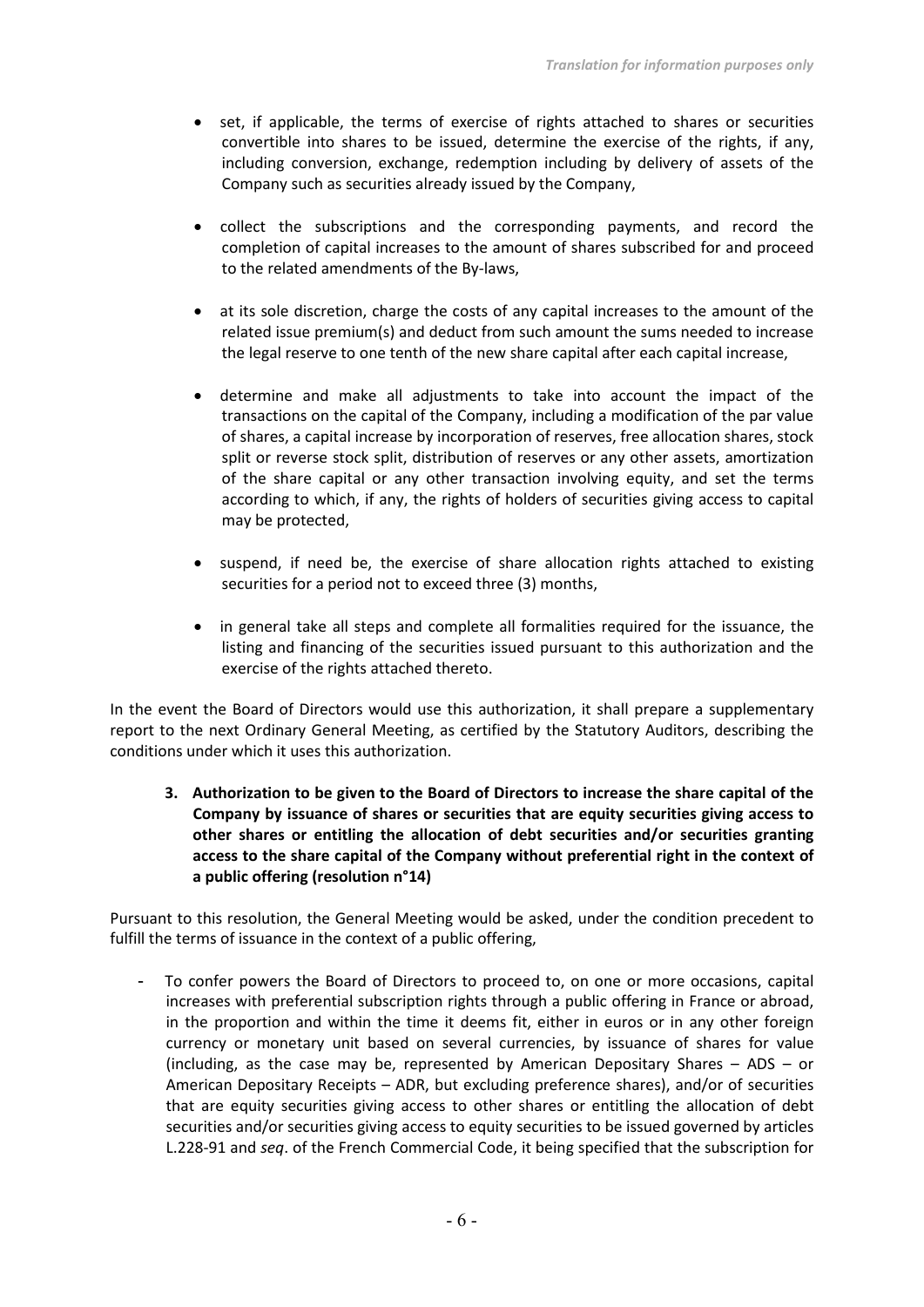- set, if applicable, the terms of exercise of rights attached to shares or securities convertible into shares to be issued, determine the exercise of the rights, if any, including conversion, exchange, redemption including by delivery of assets of the Company such as securities already issued by the Company,

- collect the subscriptions and the corresponding payments, and record the completion of capital increases to the amount of shares subscribed for and proceed to the related amendments of the By-laws,

- at its sole discretion, charge the costs of any capital increases to the amount of the related issue premium(s) and deduct from such amount the sums needed to increase the legal reserve to one tenth of the new share capital after each capital increase,

- determine and make all adjustments to take into account the impact of the transactions on the capital of the Company, including a modification of the par value of shares, a capital increase by incorporation of reserves, free allocation shares, stock split or reverse stock split, distribution of reserves or any other assets, amortization of the share capital or any other transaction involving equity, and set the terms according to which, if any, the rights of holders of securities giving access to capital may be protected,

- suspend, if need be, the exercise of share allocation rights attached to existing securities for a period not to exceed three (3) months,

- in general take all steps and complete all formalities required for the issuance, the listing and financing of the securities issued pursuant to this authorization and the exercise of the rights attached thereto.

In the event the Board of Directors would use this authorization, it shall prepare a supplementary report to the next Ordinary General Meeting, as certified by the Statutory Auditors, describing the conditions under which it uses this authorization.

**3. Authorization to be given to the Board of Directors to increase the share capital of the Company by issuance of shares or securities that are equity securities giving access to other shares or entitling the allocation of debt securities and/or securities granting access to the share capital of the Company without preferential right in the context of a public offering (resolution n°14)**

Pursuant to this resolution, the General Meeting would be asked, under the condition precedent to fulfill the terms of issuance in the context of a public offering,

- To confer powers the Board of Directors to proceed to, on one or more occasions, capital increases with preferential subscription rights through a public offering in France or abroad, in the proportion and within the time it deems fit, either in euros or in any other foreign currency or monetary unit based on several currencies, by issuance of shares for value (including, as the case may be, represented by American Depositary Shares – ADS – or American Depositary Receipts – ADR, but excluding preference shares), and/or of securities that are equity securities giving access to other shares or entitling the allocation of debt securities and/or securities giving access to equity securities to be issued governed by articles L.228-91 and *seq*. of the French Commercial Code, it being specified that the subscription for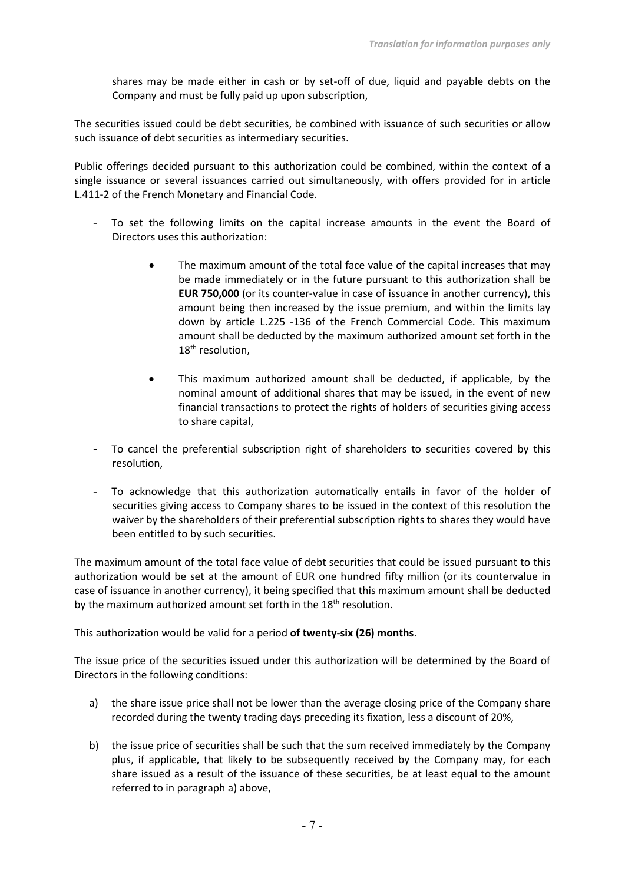shares may be made either in cash or by set-off of due, liquid and payable debts on the Company and must be fully paid up upon subscription,

The securities issued could be debt securities, be combined with issuance of such securities or allow such issuance of debt securities as intermediary securities.

Public offerings decided pursuant to this authorization could be combined, within the context of a single issuance or several issuances carried out simultaneously, with offers provided for in article L.411-2 of the French Monetary and Financial Code.

- To set the following limits on the capital increase amounts in the event the Board of Directors uses this authorization:
  - The maximum amount of the total face value of the capital increases that may be made immediately or in the future pursuant to this authorization shall be **EUR 750,000** (or its counter-value in case of issuance in another currency), this amount being then increased by the issue premium, and within the limits lay down by article L.225 -136 of the French Commercial Code. This maximum amount shall be deducted by the maximum authorized amount set forth in the 18th resolution,
  - This maximum authorized amount shall be deducted, if applicable, by the nominal amount of additional shares that may be issued, in the event of new financial transactions to protect the rights of holders of securities giving access to share capital,
- To cancel the preferential subscription right of shareholders to securities covered by this resolution,
- To acknowledge that this authorization automatically entails in favor of the holder of securities giving access to Company shares to be issued in the context of this resolution the waiver by the shareholders of their preferential subscription rights to shares they would have been entitled to by such securities.

The maximum amount of the total face value of debt securities that could be issued pursuant to this authorization would be set at the amount of EUR one hundred fifty million (or its countervalue in case of issuance in another currency), it being specified that this maximum amount shall be deducted by the maximum authorized amount set forth in the 18th resolution.

This authorization would be valid for a period **of twenty-six (26) months**.

The issue price of the securities issued under this authorization will be determined by the Board of Directors in the following conditions:

a) the share issue price shall not be lower than the average closing price of the Company share recorded during the twenty trading days preceding its fixation, less a discount of 20%,

b) the issue price of securities shall be such that the sum received immediately by the Company plus, if applicable, that likely to be subsequently received by the Company may, for each share issued as a result of the issuance of these securities, be at least equal to the amount referred to in paragraph a) above,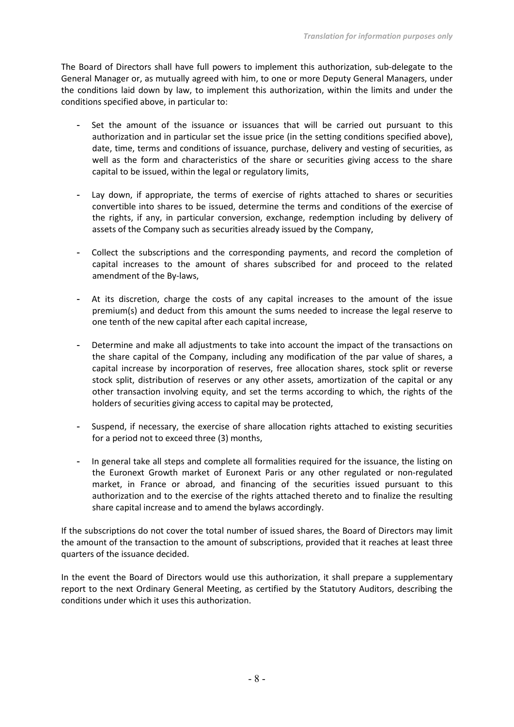The Board of Directors shall have full powers to implement this authorization, sub-delegate to the General Manager or, as mutually agreed with him, to one or more Deputy General Managers, under the conditions laid down by law, to implement this authorization, within the limits and under the conditions specified above, in particular to:

- Set the amount of the issuance or issuances that will be carried out pursuant to this authorization and in particular set the issue price (in the setting conditions specified above), date, time, terms and conditions of issuance, purchase, delivery and vesting of securities, as well as the form and characteristics of the share or securities giving access to the share capital to be issued, within the legal or regulatory limits,

- Lay down, if appropriate, the terms of exercise of rights attached to shares or securities convertible into shares to be issued, determine the terms and conditions of the exercise of the rights, if any, in particular conversion, exchange, redemption including by delivery of assets of the Company such as securities already issued by the Company,

- Collect the subscriptions and the corresponding payments, and record the completion of capital increases to the amount of shares subscribed for and proceed to the related amendment of the By-laws,

- At its discretion, charge the costs of any capital increases to the amount of the issue premium(s) and deduct from this amount the sums needed to increase the legal reserve to one tenth of the new capital after each capital increase,

- Determine and make all adjustments to take into account the impact of the transactions on the share capital of the Company, including any modification of the par value of shares, a capital increase by incorporation of reserves, free allocation shares, stock split or reverse stock split, distribution of reserves or any other assets, amortization of the capital or any other transaction involving equity, and set the terms according to which, the rights of the holders of securities giving access to capital may be protected,

- Suspend, if necessary, the exercise of share allocation rights attached to existing securities for a period not to exceed three (3) months,

- In general take all steps and complete all formalities required for the issuance, the listing on the Euronext Growth market of Euronext Paris or any other regulated or non-regulated market, in France or abroad, and financing of the securities issued pursuant to this authorization and to the exercise of the rights attached thereto and to finalize the resulting share capital increase and to amend the bylaws accordingly.

If the subscriptions do not cover the total number of issued shares, the Board of Directors may limit the amount of the transaction to the amount of subscriptions, provided that it reaches at least three quarters of the issuance decided.

In the event the Board of Directors would use this authorization, it shall prepare a supplementary report to the next Ordinary General Meeting, as certified by the Statutory Auditors, describing the conditions under which it uses this authorization.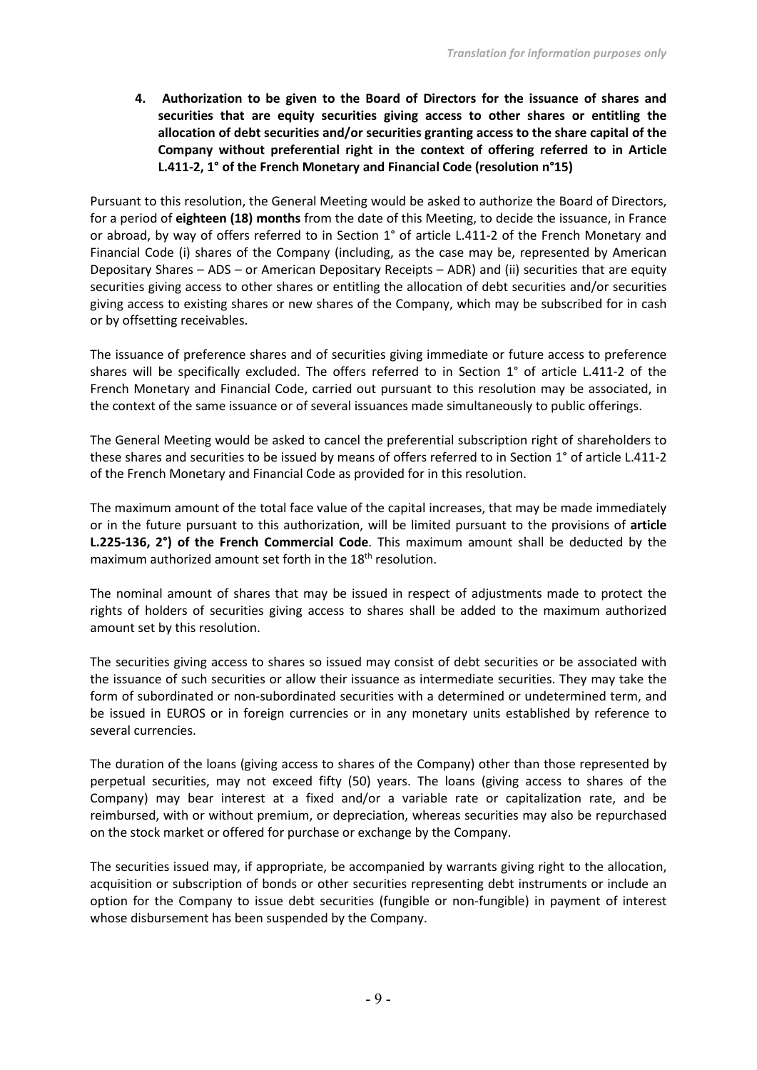### 4. Authorization to be given to the Board of Directors for the issuance of shares and securities that are equity securities giving access to other shares or entitling the allocation of debt securities and/or securities granting access to the share capital of the Company without preferential right in the context of offering referred to in Article L.411-2, 1° of the French Monetary and Financial Code (resolution n°15)

Pursuant to this resolution, the General Meeting would be asked to authorize the Board of Directors, for a period of **eighteen (18) months** from the date of this Meeting, to decide the issuance, in France or abroad, by way of offers referred to in Section 1° of article L.411-2 of the French Monetary and Financial Code (i) shares of the Company (including, as the case may be, represented by American Depositary Shares – ADS – or American Depositary Receipts – ADR) and (ii) securities that are equity securities giving access to other shares or entitling the allocation of debt securities and/or securities giving access to existing shares or new shares of the Company, which may be subscribed for in cash or by offsetting receivables.

The issuance of preference shares and of securities giving immediate or future access to preference shares will be specifically excluded. The offers referred to in Section 1° of article L.411-2 of the French Monetary and Financial Code, carried out pursuant to this resolution may be associated, in the context of the same issuance or of several issuances made simultaneously to public offerings.

The General Meeting would be asked to cancel the preferential subscription right of shareholders to these shares and securities to be issued by means of offers referred to in Section 1° of article L.411-2 of the French Monetary and Financial Code as provided for in this resolution.

The maximum amount of the total face value of the capital increases, that may be made immediately or in the future pursuant to this authorization, will be limited pursuant to the provisions of **article L.225-136, 2°) of the French Commercial Code**. This maximum amount shall be deducted by the maximum authorized amount set forth in the 18th resolution.

The nominal amount of shares that may be issued in respect of adjustments made to protect the rights of holders of securities giving access to shares shall be added to the maximum authorized amount set by this resolution.

The securities giving access to shares so issued may consist of debt securities or be associated with the issuance of such securities or allow their issuance as intermediate securities. They may take the form of subordinated or non-subordinated securities with a determined or undetermined term, and be issued in EUROS or in foreign currencies or in any monetary units established by reference to several currencies.

The duration of the loans (giving access to shares of the Company) other than those represented by perpetual securities, may not exceed fifty (50) years. The loans (giving access to shares of the Company) may bear interest at a fixed and/or a variable rate or capitalization rate, and be reimbursed, with or without premium, or depreciation, whereas securities may also be repurchased on the stock market or offered for purchase or exchange by the Company.

The securities issued may, if appropriate, be accompanied by warrants giving right to the allocation, acquisition or subscription of bonds or other securities representing debt instruments or include an option for the Company to issue debt securities (fungible or non-fungible) in payment of interest whose disbursement has been suspended by the Company.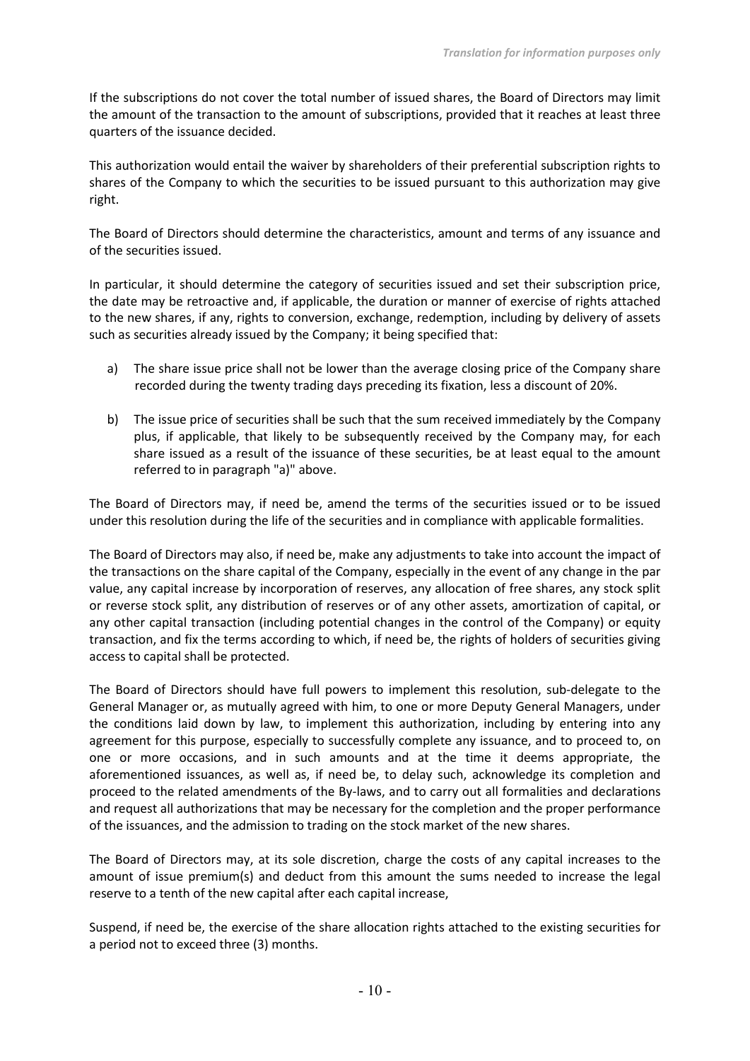If the subscriptions do not cover the total number of issued shares, the Board of Directors may limit the amount of the transaction to the amount of subscriptions, provided that it reaches at least three quarters of the issuance decided.

This authorization would entail the waiver by shareholders of their preferential subscription rights to shares of the Company to which the securities to be issued pursuant to this authorization may give right.

The Board of Directors should determine the characteristics, amount and terms of any issuance and of the securities issued.

In particular, it should determine the category of securities issued and set their subscription price, the date may be retroactive and, if applicable, the duration or manner of exercise of rights attached to the new shares, if any, rights to conversion, exchange, redemption, including by delivery of assets such as securities already issued by the Company; it being specified that:

a) The share issue price shall not be lower than the average closing price of the Company share recorded during the twenty trading days preceding its fixation, less a discount of 20%.

b) The issue price of securities shall be such that the sum received immediately by the Company plus, if applicable, that likely to be subsequently received by the Company may, for each share issued as a result of the issuance of these securities, be at least equal to the amount referred to in paragraph "a)" above.

The Board of Directors may, if need be, amend the terms of the securities issued or to be issued under this resolution during the life of the securities and in compliance with applicable formalities.

The Board of Directors may also, if need be, make any adjustments to take into account the impact of the transactions on the share capital of the Company, especially in the event of any change in the par value, any capital increase by incorporation of reserves, any allocation of free shares, any stock split or reverse stock split, any distribution of reserves or of any other assets, amortization of capital, or any other capital transaction (including potential changes in the control of the Company) or equity transaction, and fix the terms according to which, if need be, the rights of holders of securities giving access to capital shall be protected.

The Board of Directors should have full powers to implement this resolution, sub-delegate to the General Manager or, as mutually agreed with him, to one or more Deputy General Managers, under the conditions laid down by law, to implement this authorization, including by entering into any agreement for this purpose, especially to successfully complete any issuance, and to proceed to, on one or more occasions, and in such amounts and at the time it deems appropriate, the aforementioned issuances, as well as, if need be, to delay such, acknowledge its completion and proceed to the related amendments of the By-laws, and to carry out all formalities and declarations and request all authorizations that may be necessary for the completion and the proper performance of the issuances, and the admission to trading on the stock market of the new shares.

The Board of Directors may, at its sole discretion, charge the costs of any capital increases to the amount of issue premium(s) and deduct from this amount the sums needed to increase the legal reserve to a tenth of the new capital after each capital increase,

Suspend, if need be, the exercise of the share allocation rights attached to the existing securities for a period not to exceed three (3) months.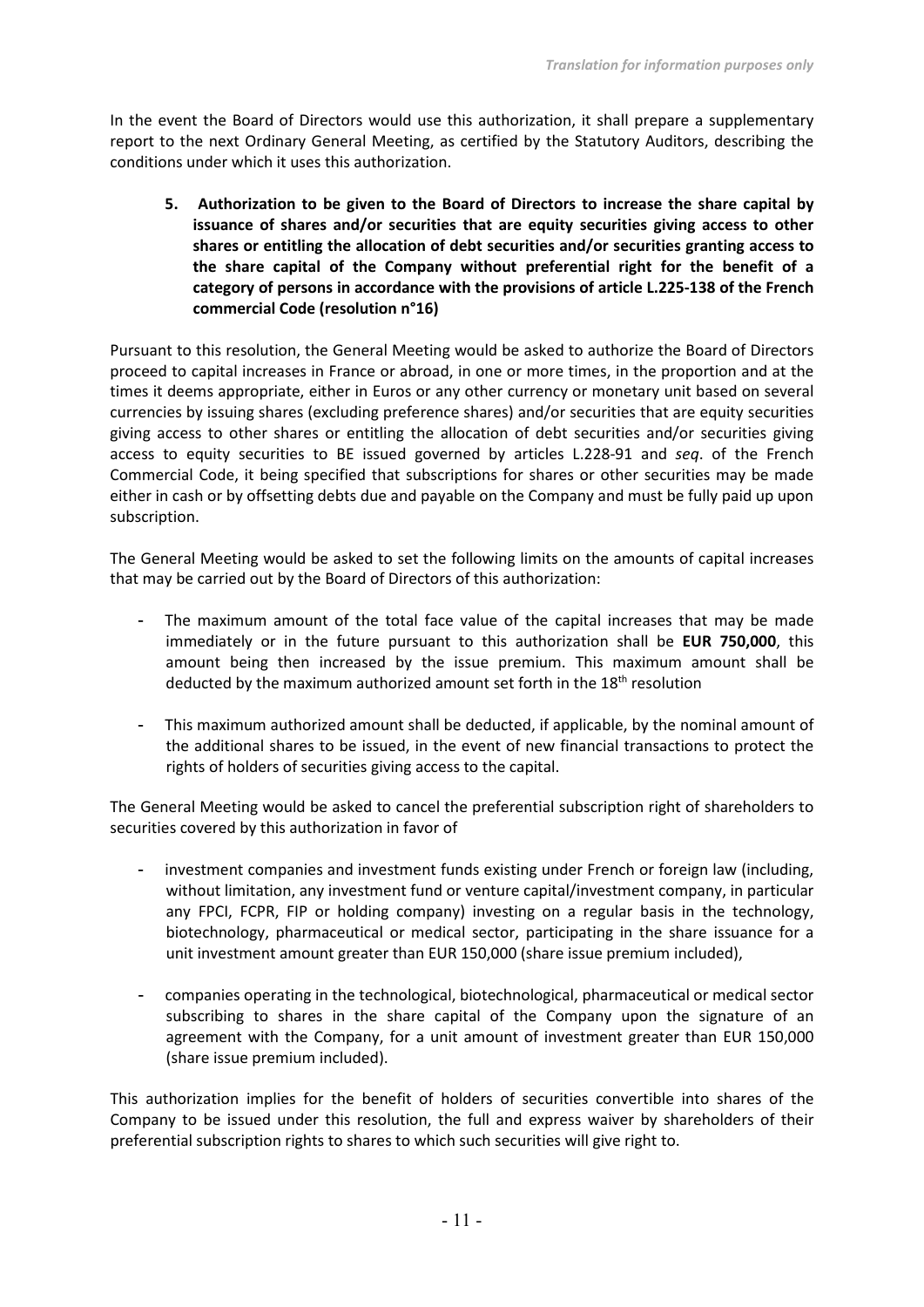In the event the Board of Directors would use this authorization, it shall prepare a supplementary report to the next Ordinary General Meeting, as certified by the Statutory Auditors, describing the conditions under which it uses this authorization.

### 5. Authorization to be given to the Board of Directors to increase the share capital by issuance of shares and/or securities that are equity securities giving access to other shares or entitling the allocation of debt securities and/or securities granting access to the share capital of the Company without preferential right for the benefit of a category of persons in accordance with the provisions of article L.225-138 of the French commercial Code (resolution n°16)

Pursuant to this resolution, the General Meeting would be asked to authorize the Board of Directors proceed to capital increases in France or abroad, in one or more times, in the proportion and at the times it deems appropriate, either in Euros or any other currency or monetary unit based on several currencies by issuing shares (excluding preference shares) and/or securities that are equity securities giving access to other shares or entitling the allocation of debt securities and/or securities giving access to equity securities to BE issued governed by articles L.228-91 and *seq*. of the French Commercial Code, it being specified that subscriptions for shares or other securities may be made either in cash or by offsetting debts due and payable on the Company and must be fully paid up upon subscription.

The General Meeting would be asked to set the following limits on the amounts of capital increases that may be carried out by the Board of Directors of this authorization:

- The maximum amount of the total face value of the capital increases that may be made immediately or in the future pursuant to this authorization shall be **EUR 750,000**, this amount being then increased by the issue premium. This maximum amount shall be deducted by the maximum authorized amount set forth in the 18th resolution
- This maximum authorized amount shall be deducted, if applicable, by the nominal amount of the additional shares to be issued, in the event of new financial transactions to protect the rights of holders of securities giving access to the capital.

The General Meeting would be asked to cancel the preferential subscription right of shareholders to securities covered by this authorization in favor of

- investment companies and investment funds existing under French or foreign law (including, without limitation, any investment fund or venture capital/investment company, in particular any FPCI, FCPR, FIP or holding company) investing on a regular basis in the technology, biotechnology, pharmaceutical or medical sector, participating in the share issuance for a unit investment amount greater than EUR 150,000 (share issue premium included),
- companies operating in the technological, biotechnological, pharmaceutical or medical sector subscribing to shares in the share capital of the Company upon the signature of an agreement with the Company, for a unit amount of investment greater than EUR 150,000 (share issue premium included).

This authorization implies for the benefit of holders of securities convertible into shares of the Company to be issued under this resolution, the full and express waiver by shareholders of their preferential subscription rights to shares to which such securities will give right to.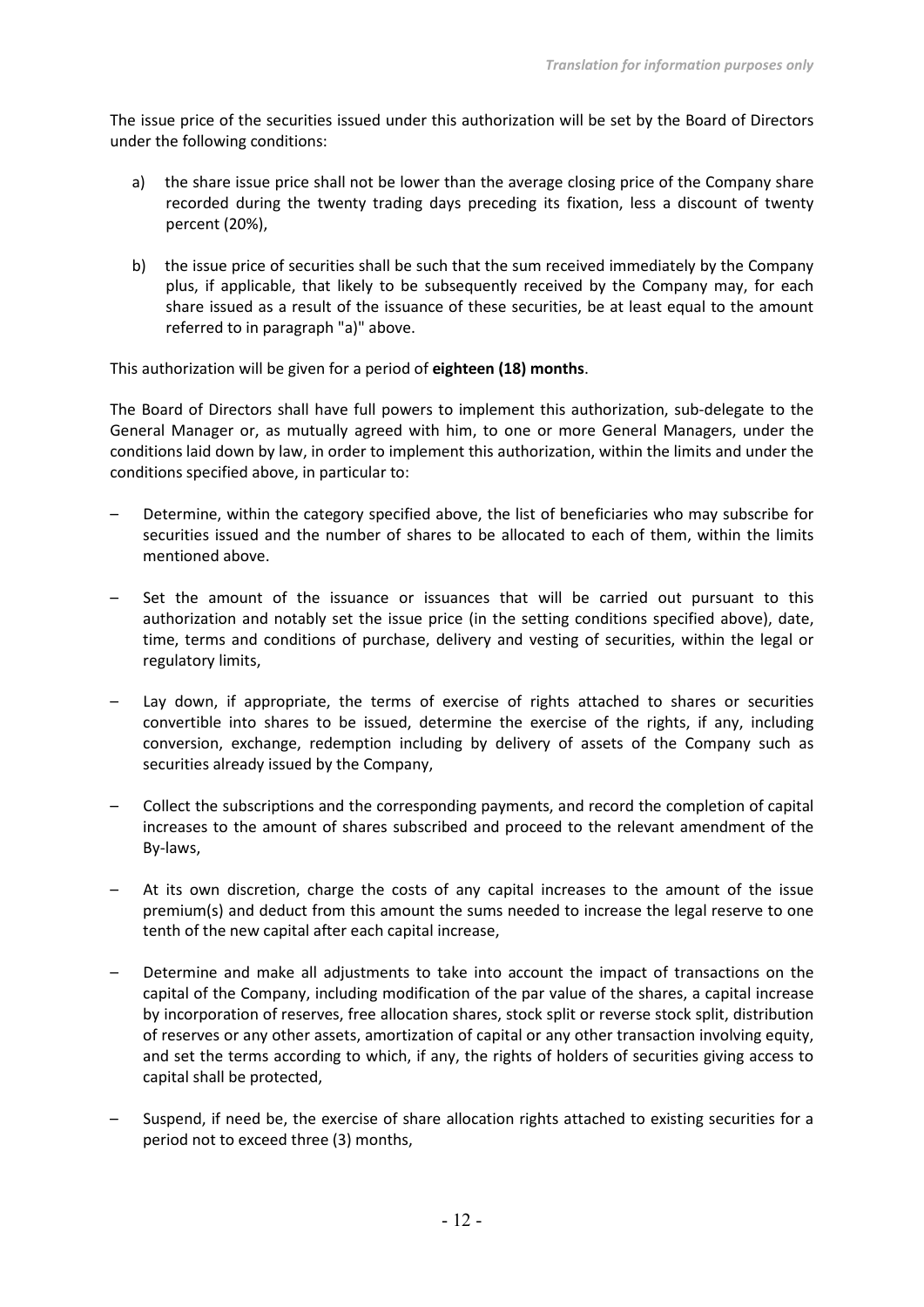The issue price of the securities issued under this authorization will be set by the Board of Directors under the following conditions:

a) the share issue price shall not be lower than the average closing price of the Company share recorded during the twenty trading days preceding its fixation, less a discount of twenty percent (20%),

b) the issue price of securities shall be such that the sum received immediately by the Company plus, if applicable, that likely to be subsequently received by the Company may, for each share issued as a result of the issuance of these securities, be at least equal to the amount referred to in paragraph "a)" above.

This authorization will be given for a period of **eighteen (18) months**.

The Board of Directors shall have full powers to implement this authorization, sub-delegate to the General Manager or, as mutually agreed with him, to one or more General Managers, under the conditions laid down by law, in order to implement this authorization, within the limits and under the conditions specified above, in particular to:

– Determine, within the category specified above, the list of beneficiaries who may subscribe for securities issued and the number of shares to be allocated to each of them, within the limits mentioned above.

– Set the amount of the issuance or issuances that will be carried out pursuant to this authorization and notably set the issue price (in the setting conditions specified above), date, time, terms and conditions of purchase, delivery and vesting of securities, within the legal or regulatory limits,

– Lay down, if appropriate, the terms of exercise of rights attached to shares or securities convertible into shares to be issued, determine the exercise of the rights, if any, including conversion, exchange, redemption including by delivery of assets of the Company such as securities already issued by the Company,

– Collect the subscriptions and the corresponding payments, and record the completion of capital increases to the amount of shares subscribed and proceed to the relevant amendment of the By-laws,

– At its own discretion, charge the costs of any capital increases to the amount of the issue premium(s) and deduct from this amount the sums needed to increase the legal reserve to one tenth of the new capital after each capital increase,

– Determine and make all adjustments to take into account the impact of transactions on the capital of the Company, including modification of the par value of the shares, a capital increase by incorporation of reserves, free allocation shares, stock split or reverse stock split, distribution of reserves or any other assets, amortization of capital or any other transaction involving equity, and set the terms according to which, if any, the rights of holders of securities giving access to capital shall be protected,

– Suspend, if need be, the exercise of share allocation rights attached to existing securities for a period not to exceed three (3) months,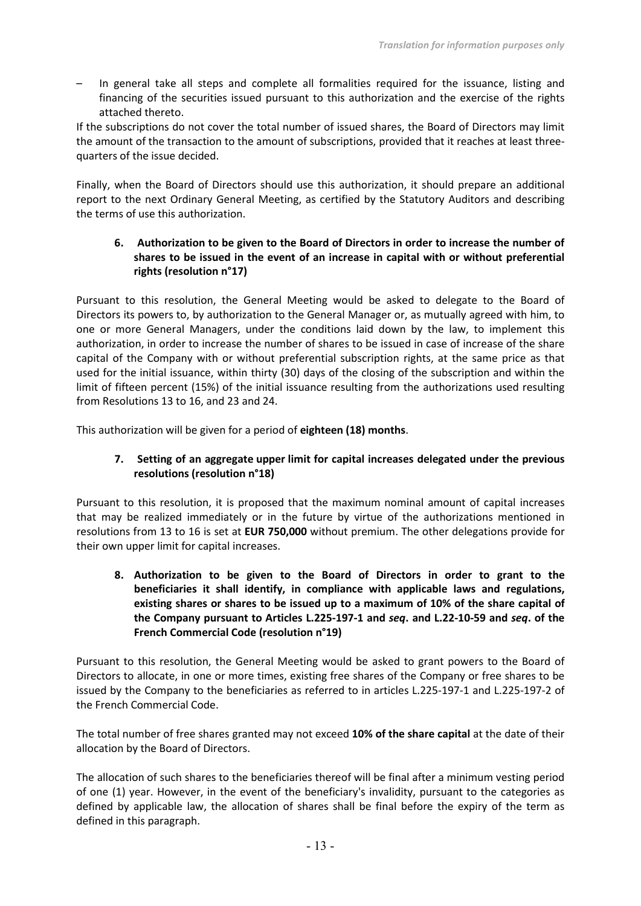– In general take all steps and complete all formalities required for the issuance, listing and financing of the securities issued pursuant to this authorization and the exercise of the rights attached thereto.

If the subscriptions do not cover the total number of issued shares, the Board of Directors may limit the amount of the transaction to the amount of subscriptions, provided that it reaches at least three-quarters of the issue decided.

Finally, when the Board of Directors should use this authorization, it should prepare an additional report to the next Ordinary General Meeting, as certified by the Statutory Auditors and describing the terms of use this authorization.

### 6. Authorization to be given to the Board of Directors in order to increase the number of shares to be issued in the event of an increase in capital with or without preferential rights (resolution n°17)

Pursuant to this resolution, the General Meeting would be asked to delegate to the Board of Directors its powers to, by authorization to the General Manager or, as mutually agreed with him, to one or more General Managers, under the conditions laid down by the law, to implement this authorization, in order to increase the number of shares to be issued in case of increase of the share capital of the Company with or without preferential subscription rights, at the same price as that used for the initial issuance, within thirty (30) days of the closing of the subscription and within the limit of fifteen percent (15%) of the initial issuance resulting from the authorizations used resulting from Resolutions 13 to 16, and 23 and 24.

This authorization will be given for a period of **eighteen (18) months**.

### 7. Setting of an aggregate upper limit for capital increases delegated under the previous resolutions (resolution n°18)

Pursuant to this resolution, it is proposed that the maximum nominal amount of capital increases that may be realized immediately or in the future by virtue of the authorizations mentioned in resolutions from 13 to 16 is set at **EUR 750,000** without premium. The other delegations provide for their own upper limit for capital increases.

### 8. Authorization to be given to the Board of Directors in order to grant to the beneficiaries it shall identify, in compliance with applicable laws and regulations, existing shares or shares to be issued up to a maximum of 10% of the share capital of the Company pursuant to Articles L.225-197-1 and *seq*. and L.22-10-59 and *seq*. of the French Commercial Code (resolution n°19)

Pursuant to this resolution, the General Meeting would be asked to grant powers to the Board of Directors to allocate, in one or more times, existing free shares of the Company or free shares to be issued by the Company to the beneficiaries as referred to in articles L.225-197-1 and L.225-197-2 of the French Commercial Code.

The total number of free shares granted may not exceed **10% of the share capital** at the date of their allocation by the Board of Directors.

The allocation of such shares to the beneficiaries thereof will be final after a minimum vesting period of one (1) year. However, in the event of the beneficiary's invalidity, pursuant to the categories as defined by applicable law, the allocation of shares shall be final before the expiry of the term as defined in this paragraph.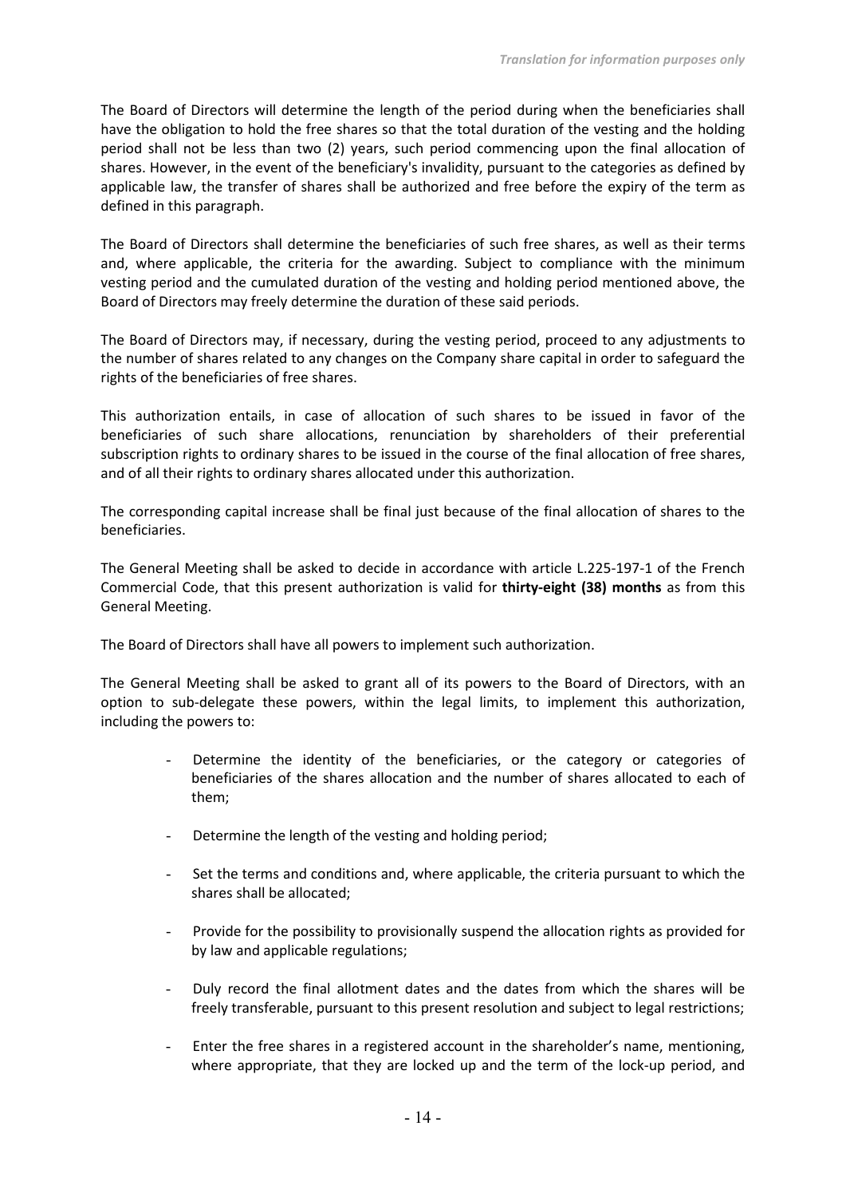The Board of Directors will determine the length of the period during when the beneficiaries shall have the obligation to hold the free shares so that the total duration of the vesting and the holding period shall not be less than two (2) years, such period commencing upon the final allocation of shares. However, in the event of the beneficiary's invalidity, pursuant to the categories as defined by applicable law, the transfer of shares shall be authorized and free before the expiry of the term as defined in this paragraph.

The Board of Directors shall determine the beneficiaries of such free shares, as well as their terms and, where applicable, the criteria for the awarding. Subject to compliance with the minimum vesting period and the cumulated duration of the vesting and holding period mentioned above, the Board of Directors may freely determine the duration of these said periods.

The Board of Directors may, if necessary, during the vesting period, proceed to any adjustments to the number of shares related to any changes on the Company share capital in order to safeguard the rights of the beneficiaries of free shares.

This authorization entails, in case of allocation of such shares to be issued in favor of the beneficiaries of such share allocations, renunciation by shareholders of their preferential subscription rights to ordinary shares to be issued in the course of the final allocation of free shares, and of all their rights to ordinary shares allocated under this authorization.

The corresponding capital increase shall be final just because of the final allocation of shares to the beneficiaries.

The General Meeting shall be asked to decide in accordance with article L.225-197-1 of the French Commercial Code, that this present authorization is valid for **thirty-eight (38) months** as from this General Meeting.

The Board of Directors shall have all powers to implement such authorization.

The General Meeting shall be asked to grant all of its powers to the Board of Directors, with an option to sub-delegate these powers, within the legal limits, to implement this authorization, including the powers to:

- Determine the identity of the beneficiaries, or the category or categories of beneficiaries of the shares allocation and the number of shares allocated to each of them;
- Determine the length of the vesting and holding period;
- Set the terms and conditions and, where applicable, the criteria pursuant to which the shares shall be allocated;
- Provide for the possibility to provisionally suspend the allocation rights as provided for by law and applicable regulations;
- Duly record the final allotment dates and the dates from which the shares will be freely transferable, pursuant to this present resolution and subject to legal restrictions;
- Enter the free shares in a registered account in the shareholder's name, mentioning, where appropriate, that they are locked up and the term of the lock-up period, and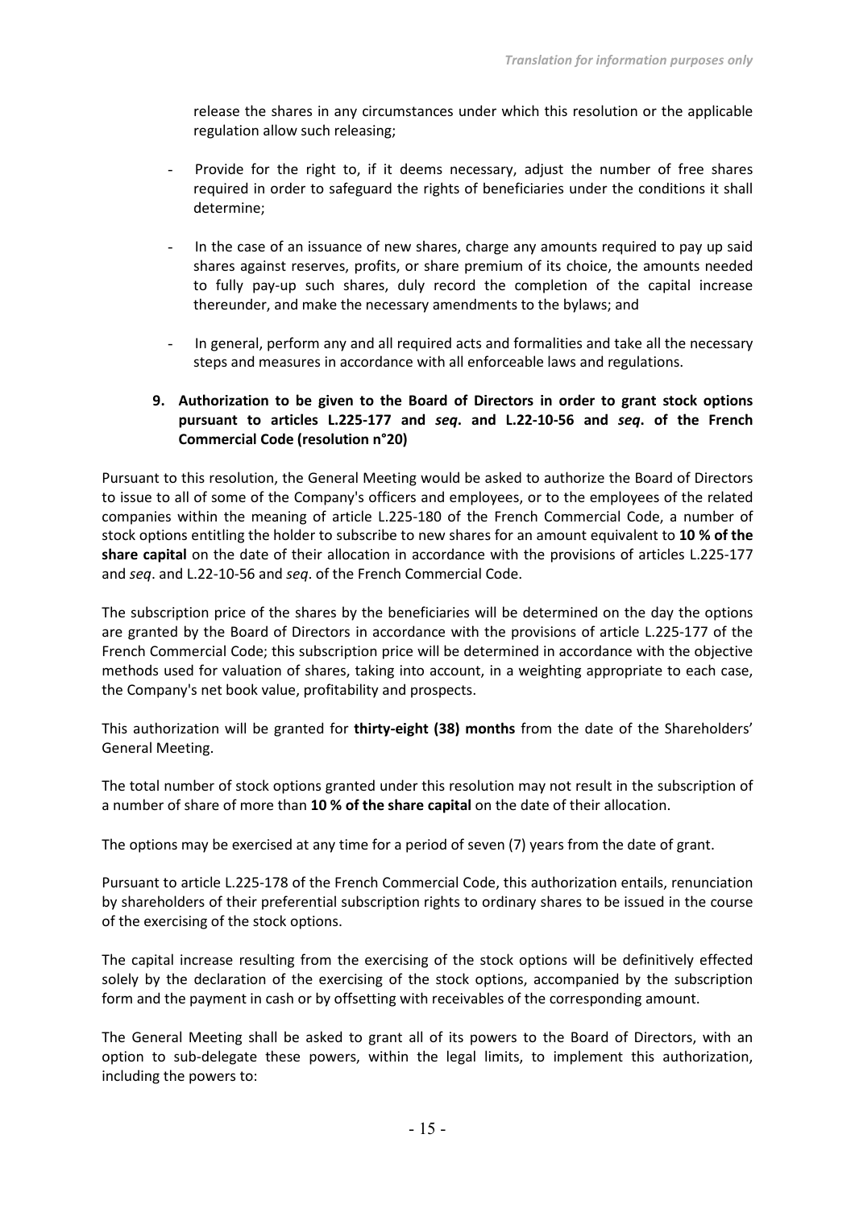release the shares in any circumstances under which this resolution or the applicable regulation allow such releasing;

- Provide for the right to, if it deems necessary, adjust the number of free shares required in order to safeguard the rights of beneficiaries under the conditions it shall determine;
- In the case of an issuance of new shares, charge any amounts required to pay up said shares against reserves, profits, or share premium of its choice, the amounts needed to fully pay-up such shares, duly record the completion of the capital increase thereunder, and make the necessary amendments to the bylaws; and
- In general, perform any and all required acts and formalities and take all the necessary steps and measures in accordance with all enforceable laws and regulations.

### 9. Authorization to be given to the Board of Directors in order to grant stock options pursuant to articles L.225-177 and *seq*. and L.22-10-56 and *seq*. of the French Commercial Code (resolution n°20)

Pursuant to this resolution, the General Meeting would be asked to authorize the Board of Directors to issue to all of some of the Company's officers and employees, or to the employees of the related companies within the meaning of article L.225-180 of the French Commercial Code, a number of stock options entitling the holder to subscribe to new shares for an amount equivalent to **10 % of the share capital** on the date of their allocation in accordance with the provisions of articles L.225-177 and *seq*. and L.22-10-56 and *seq*. of the French Commercial Code.

The subscription price of the shares by the beneficiaries will be determined on the day the options are granted by the Board of Directors in accordance with the provisions of article L.225-177 of the French Commercial Code; this subscription price will be determined in accordance with the objective methods used for valuation of shares, taking into account, in a weighting appropriate to each case, the Company's net book value, profitability and prospects.

This authorization will be granted for **thirty-eight (38) months** from the date of the Shareholders' General Meeting.

The total number of stock options granted under this resolution may not result in the subscription of a number of share of more than **10 % of the share capital** on the date of their allocation.

The options may be exercised at any time for a period of seven (7) years from the date of grant.

Pursuant to article L.225-178 of the French Commercial Code, this authorization entails, renunciation by shareholders of their preferential subscription rights to ordinary shares to be issued in the course of the exercising of the stock options.

The capital increase resulting from the exercising of the stock options will be definitively effected solely by the declaration of the exercising of the stock options, accompanied by the subscription form and the payment in cash or by offsetting with receivables of the corresponding amount.

The General Meeting shall be asked to grant all of its powers to the Board of Directors, with an option to sub-delegate these powers, within the legal limits, to implement this authorization, including the powers to: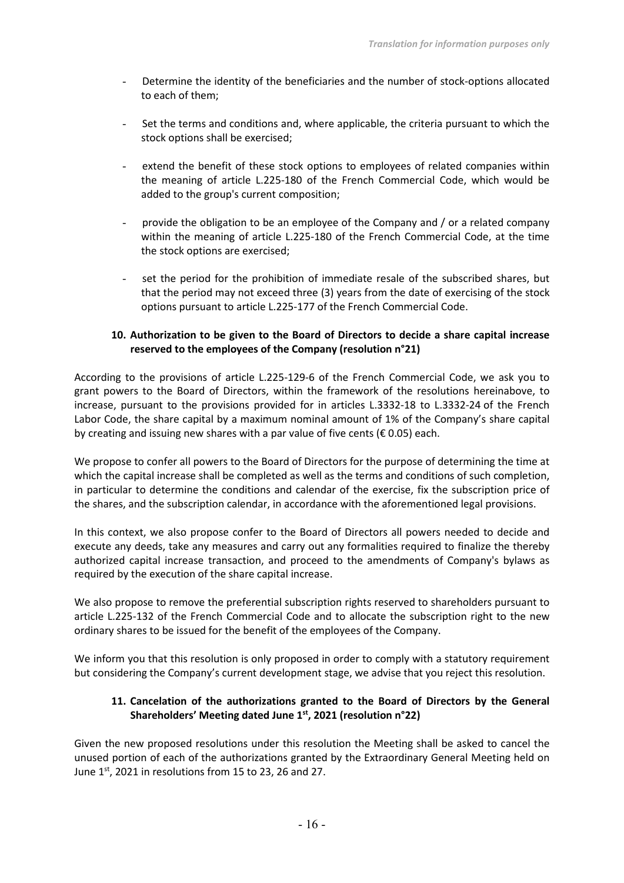- Determine the identity of the beneficiaries and the number of stock-options allocated to each of them;

- Set the terms and conditions and, where applicable, the criteria pursuant to which the stock options shall be exercised;

- extend the benefit of these stock options to employees of related companies within the meaning of article L.225-180 of the French Commercial Code, which would be added to the group's current composition;

- provide the obligation to be an employee of the Company and / or a related company within the meaning of article L.225-180 of the French Commercial Code, at the time the stock options are exercised;

- set the period for the prohibition of immediate resale of the subscribed shares, but that the period may not exceed three (3) years from the date of exercising of the stock options pursuant to article L.225-177 of the French Commercial Code.

### 10. Authorization to be given to the Board of Directors to decide a share capital increase reserved to the employees of the Company (resolution n°21)

According to the provisions of article L.225-129-6 of the French Commercial Code, we ask you to grant powers to the Board of Directors, within the framework of the resolutions hereinabove, to increase, pursuant to the provisions provided for in articles L.3332-18 to L.3332-24 of the French Labor Code, the share capital by a maximum nominal amount of 1% of the Company's share capital by creating and issuing new shares with a par value of five cents (€ 0.05) each.

We propose to confer all powers to the Board of Directors for the purpose of determining the time at which the capital increase shall be completed as well as the terms and conditions of such completion, in particular to determine the conditions and calendar of the exercise, fix the subscription price of the shares, and the subscription calendar, in accordance with the aforementioned legal provisions.

In this context, we also propose confer to the Board of Directors all powers needed to decide and execute any deeds, take any measures and carry out any formalities required to finalize the thereby authorized capital increase transaction, and proceed to the amendments of Company's bylaws as required by the execution of the share capital increase.

We also propose to remove the preferential subscription rights reserved to shareholders pursuant to article L.225-132 of the French Commercial Code and to allocate the subscription right to the new ordinary shares to be issued for the benefit of the employees of the Company.

We inform you that this resolution is only proposed in order to comply with a statutory requirement but considering the Company's current development stage, we advise that you reject this resolution.

### 11. Cancelation of the authorizations granted to the Board of Directors by the General Shareholders' Meeting dated June 1st, 2021 (resolution n°22)

Given the new proposed resolutions under this resolution the Meeting shall be asked to cancel the unused portion of each of the authorizations granted by the Extraordinary General Meeting held on June 1st, 2021 in resolutions from 15 to 23, 26 and 27.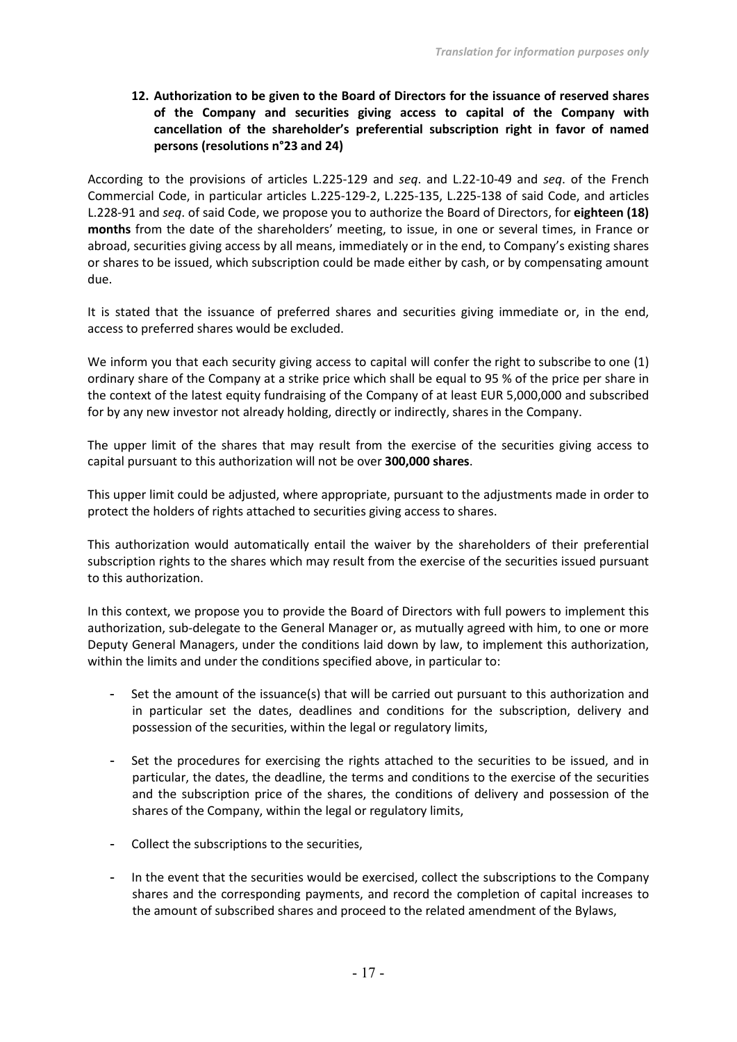*Translation for information purposes only*

### 12. Authorization to be given to the Board of Directors for the issuance of reserved shares of the Company and securities giving access to capital of the Company with cancellation of the shareholder's preferential subscription right in favor of named persons (resolutions n°23 and 24)

According to the provisions of articles L.225-129 and *seq*. and L.22-10-49 and *seq*. of the French Commercial Code, in particular articles L.225-129-2, L.225-135, L.225-138 of said Code, and articles L.228-91 and *seq*. of said Code, we propose you to authorize the Board of Directors, for **eighteen (18) months** from the date of the shareholders' meeting, to issue, in one or several times, in France or abroad, securities giving access by all means, immediately or in the end, to Company's existing shares or shares to be issued, which subscription could be made either by cash, or by compensating amount due.

It is stated that the issuance of preferred shares and securities giving immediate or, in the end, access to preferred shares would be excluded.

We inform you that each security giving access to capital will confer the right to subscribe to one (1) ordinary share of the Company at a strike price which shall be equal to 95 % of the price per share in the context of the latest equity fundraising of the Company of at least EUR 5,000,000 and subscribed for by any new investor not already holding, directly or indirectly, shares in the Company.

The upper limit of the shares that may result from the exercise of the securities giving access to capital pursuant to this authorization will not be over **300,000 shares**.

This upper limit could be adjusted, where appropriate, pursuant to the adjustments made in order to protect the holders of rights attached to securities giving access to shares.

This authorization would automatically entail the waiver by the shareholders of their preferential subscription rights to the shares which may result from the exercise of the securities issued pursuant to this authorization.

In this context, we propose you to provide the Board of Directors with full powers to implement this authorization, sub-delegate to the General Manager or, as mutually agreed with him, to one or more Deputy General Managers, under the conditions laid down by law, to implement this authorization, within the limits and under the conditions specified above, in particular to:

- Set the amount of the issuance(s) that will be carried out pursuant to this authorization and in particular set the dates, deadlines and conditions for the subscription, delivery and possession of the securities, within the legal or regulatory limits,
- Set the procedures for exercising the rights attached to the securities to be issued, and in particular, the dates, the deadline, the terms and conditions to the exercise of the securities and the subscription price of the shares, the conditions of delivery and possession of the shares of the Company, within the legal or regulatory limits,
- Collect the subscriptions to the securities,
- In the event that the securities would be exercised, collect the subscriptions to the Company shares and the corresponding payments, and record the completion of capital increases to the amount of subscribed shares and proceed to the related amendment of the Bylaws,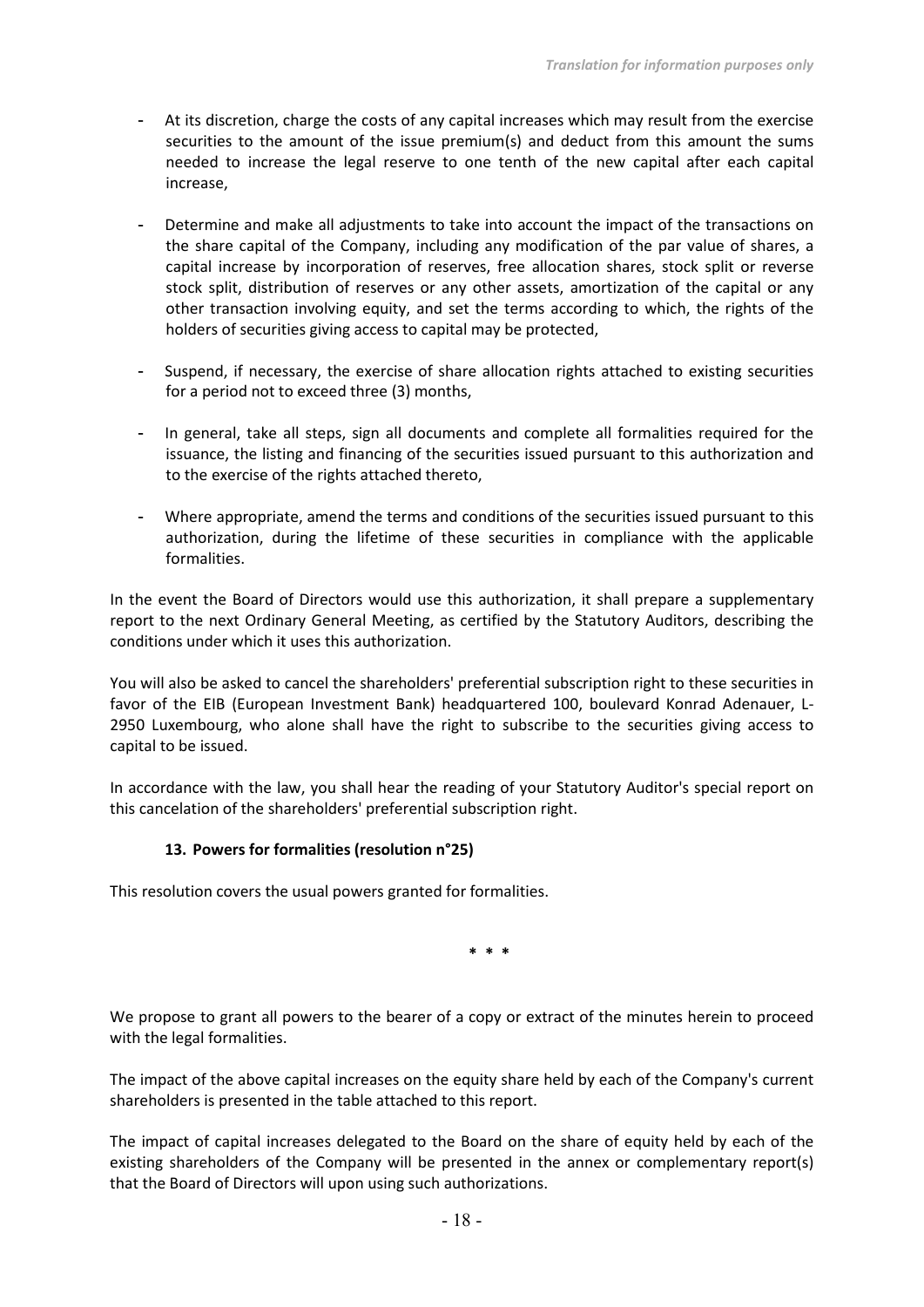- At its discretion, charge the costs of any capital increases which may result from the exercise securities to the amount of the issue premium(s) and deduct from this amount the sums needed to increase the legal reserve to one tenth of the new capital after each capital increase,

- Determine and make all adjustments to take into account the impact of the transactions on the share capital of the Company, including any modification of the par value of shares, a capital increase by incorporation of reserves, free allocation shares, stock split or reverse stock split, distribution of reserves or any other assets, amortization of the capital or any other transaction involving equity, and set the terms according to which, the rights of the holders of securities giving access to capital may be protected,

- Suspend, if necessary, the exercise of share allocation rights attached to existing securities for a period not to exceed three (3) months,

- In general, take all steps, sign all documents and complete all formalities required for the issuance, the listing and financing of the securities issued pursuant to this authorization and to the exercise of the rights attached thereto,

- Where appropriate, amend the terms and conditions of the securities issued pursuant to this authorization, during the lifetime of these securities in compliance with the applicable formalities.

In the event the Board of Directors would use this authorization, it shall prepare a supplementary report to the next Ordinary General Meeting, as certified by the Statutory Auditors, describing the conditions under which it uses this authorization.

You will also be asked to cancel the shareholders' preferential subscription right to these securities in favor of the EIB (European Investment Bank) headquartered 100, boulevard Konrad Adenauer, L-2950 Luxembourg, who alone shall have the right to subscribe to the securities giving access to capital to be issued.

In accordance with the law, you shall hear the reading of your Statutory Auditor's special report on this cancelation of the shareholders' preferential subscription right.

### 13. Powers for formalities (resolution n°25)

This resolution covers the usual powers granted for formalities.

\* \* \*

We propose to grant all powers to the bearer of a copy or extract of the minutes herein to proceed with the legal formalities.

The impact of the above capital increases on the equity share held by each of the Company's current shareholders is presented in the table attached to this report.

The impact of capital increases delegated to the Board on the share of equity held by each of the existing shareholders of the Company will be presented in the annex or complementary report(s) that the Board of Directors will upon using such authorizations.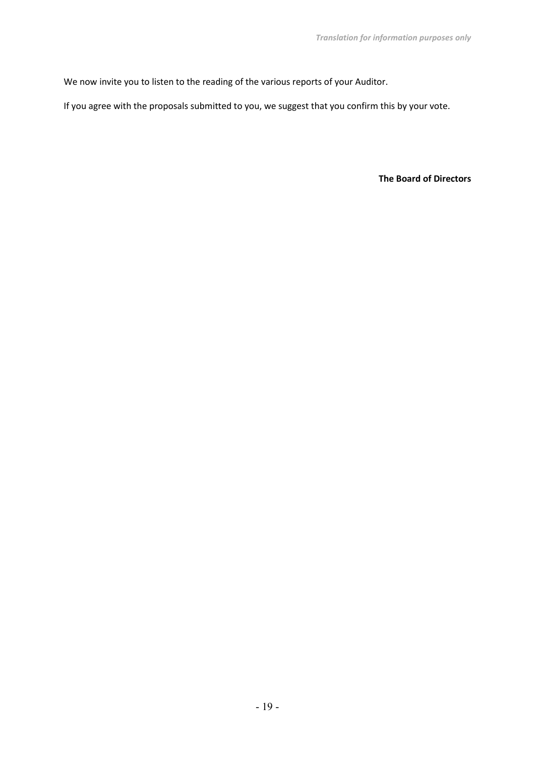We now invite you to listen to the reading of the various reports of your Auditor.

If you agree with the proposals submitted to you, we suggest that you confirm this by your vote.

**The Board of Directors**